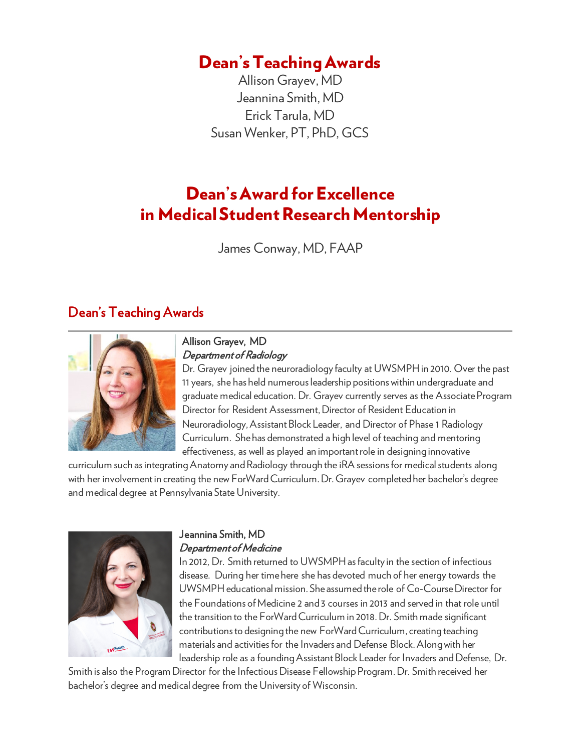# Dean's Teaching Awards

Allison Grayev, MD
Jeannina Smith, MD
Erick Tarula, MD
Susan Wenker, PT, PhD, GCS

# Dean's Award for Excellence in Medical Student Research Mentorship

James Conway, MD, FAAP

## Dean's Teaching Awards

**Allison Grayev, MD**
*Department of Radiology*

Dr. Grayev joined the neuroradiology faculty at UWSMPH in 2010. Over the past 11 years, she has held numerous leadership positions within undergraduate and graduate medical education. Dr. Grayev currently serves as the Associate Program Director for Resident Assessment, Director of Resident Education in Neuroradiology, Assistant Block Leader, and Director of Phase 1 Radiology Curriculum. She has demonstrated a high level of teaching and mentoring effectiveness, as well as played an important role in designing innovative curriculum such as integrating Anatomy and Radiology through the iRA sessions for medical students along with her involvement in creating the new ForWard Curriculum. Dr. Grayev completed her bachelor's degree and medical degree at Pennsylvania State University.

**Jeannina Smith, MD**
*Department of Medicine*

In 2012, Dr. Smith returned to UWSMPH as faculty in the section of infectious disease. During her time here she has devoted much of her energy towards the UWSMPH educational mission. She assumed the role of Co-Course Director for the Foundations of Medicine 2 and 3 courses in 2013 and served in that role until the transition to the ForWard Curriculum in 2018. Dr. Smith made significant contributions to designing the new ForWard Curriculum, creating teaching materials and activities for the Invaders and Defense Block. Along with her leadership role as a founding Assistant Block Leader for Invaders and Defense, Dr. Smith is also the Program Director for the Infectious Disease Fellowship Program. Dr. Smith received her bachelor's degree and medical degree from the University of Wisconsin.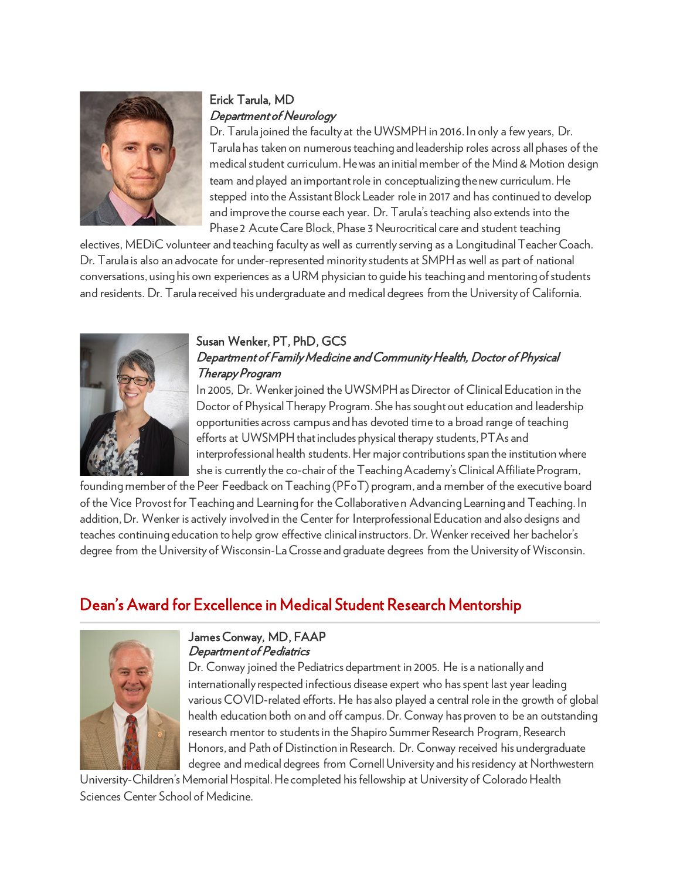**Erick Tarula, MD**
*Department of Neurology*
Dr. Tarula joined the faculty at the UWSMPH in 2016. In only a few years, Dr. Tarula has taken on numerous teaching and leadership roles across all phases of the medical student curriculum. He was an initial member of the Mind & Motion design team and played an important role in conceptualizing the new curriculum. He stepped into the Assistant Block Leader role in 2017 and has continued to develop and improve the course each year. Dr. Tarula's teaching also extends into the Phase 2 Acute Care Block, Phase 3 Neurocritical care and student teaching electives, MEDiC volunteer and teaching faculty as well as currently serving as a Longitudinal Teacher Coach. Dr. Tarula is also an advocate for under-represented minority students at SMPH as well as part of national conversations, using his own experiences as a URM physician to guide his teaching and mentoring of students and residents. Dr. Tarula received his undergraduate and medical degrees from the University of California.

**Susan Wenker, PT, PhD, GCS**
*Department of Family Medicine and Community Health, Doctor of Physical Therapy Program*
In 2005, Dr. Wenker joined the UWSMPH as Director of Clinical Education in the Doctor of Physical Therapy Program. She has sought out education and leadership opportunities across campus and has devoted time to a broad range of teaching efforts at UWSMPH that includes physical therapy students, PTAs and interprofessional health students. Her major contributions span the institution where she is currently the co-chair of the Teaching Academy's Clinical Affiliate Program, founding member of the Peer Feedback on Teaching (PFoT) program, and a member of the executive board of the Vice Provost for Teaching and Learning for the Collaborativen Advancing Learning and Teaching. In addition, Dr. Wenker is actively involved in the Center for Interprofessional Education and also designs and teaches continuing education to help grow effective clinical instructors. Dr. Wenker received her bachelor's degree from the University of Wisconsin-La Crosse and graduate degrees from the University of Wisconsin.

## Dean's Award for Excellence in Medical Student Research Mentorship

**James Conway, MD, FAAP**
*Department of Pediatrics*
Dr. Conway joined the Pediatrics department in 2005. He is a nationally and internationally respected infectious disease expert who has spent last year leading various COVID-related efforts. He has also played a central role in the growth of global health education both on and off campus. Dr. Conway has proven to be an outstanding research mentor to students in the Shapiro Summer Research Program, Research Honors, and Path of Distinction in Research. Dr. Conway received his undergraduate degree and medical degrees from Cornell University and his residency at Northwestern University-Children's Memorial Hospital. He completed his fellowship at University of Colorado Health Sciences Center School of Medicine.